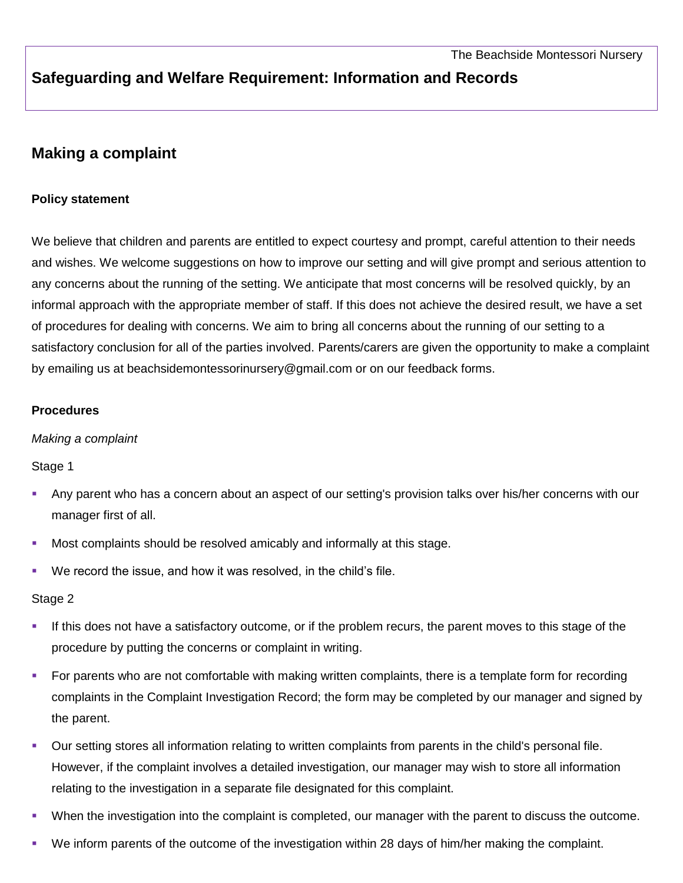The Beachside Montessori Nursery

# Safeguarding and Welfare Requirement: Information and Records

## Making a complaint

**Policy statement**

We believe that children and parents are entitled to expect courtesy and prompt, careful attention to their needs and wishes. We welcome suggestions on how to improve our setting and will give prompt and serious attention to any concerns about the running of the setting. We anticipate that most concerns will be resolved quickly, by an informal approach with the appropriate member of staff. If this does not achieve the desired result, we have a set of procedures for dealing with concerns. We aim to bring all concerns about the running of our setting to a satisfactory conclusion for all of the parties involved. Parents/carers are given the opportunity to make a complaint by emailing us at beachsidemontessorinursery@gmail.com or on our feedback forms.

**Procedures**

*Making a complaint*

Stage 1

- Any parent who has a concern about an aspect of our setting's provision talks over his/her concerns with our manager first of all.
- Most complaints should be resolved amicably and informally at this stage.
- We record the issue, and how it was resolved, in the child's file.

Stage 2

- If this does not have a satisfactory outcome, or if the problem recurs, the parent moves to this stage of the procedure by putting the concerns or complaint in writing.
- For parents who are not comfortable with making written complaints, there is a template form for recording complaints in the Complaint Investigation Record; the form may be completed by our manager and signed by the parent.
- Our setting stores all information relating to written complaints from parents in the child's personal file. However, if the complaint involves a detailed investigation, our manager may wish to store all information relating to the investigation in a separate file designated for this complaint.
- When the investigation into the complaint is completed, our manager with the parent to discuss the outcome.
- We inform parents of the outcome of the investigation within 28 days of him/her making the complaint.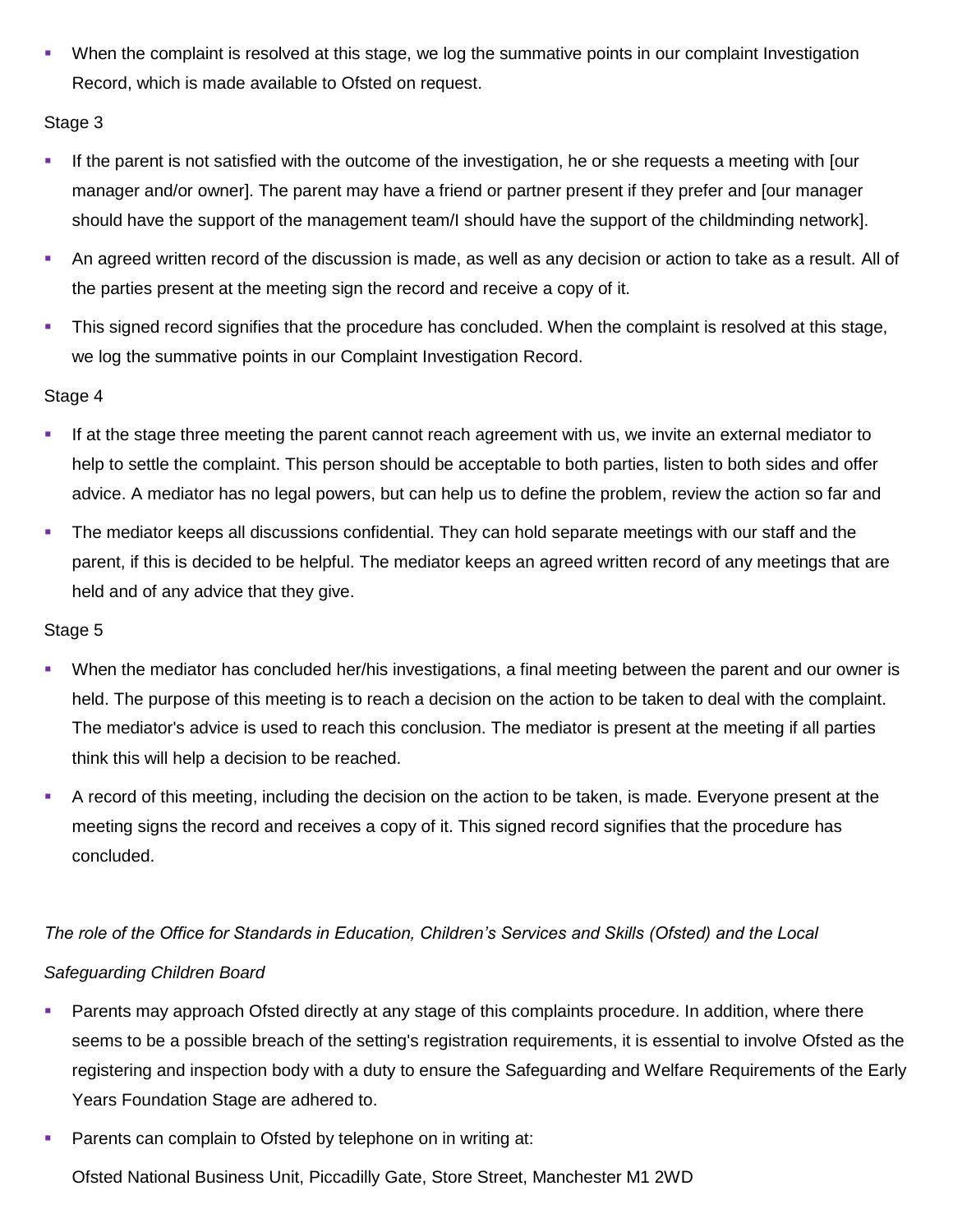- When the complaint is resolved at this stage, we log the summative points in our complaint Investigation Record, which is made available to Ofsted on request.

Stage 3

- If the parent is not satisfied with the outcome of the investigation, he or she requests a meeting with [our manager and/or owner]. The parent may have a friend or partner present if they prefer and [our manager should have the support of the management team/I should have the support of the childminding network].
- An agreed written record of the discussion is made, as well as any decision or action to take as a result. All of the parties present at the meeting sign the record and receive a copy of it.
- This signed record signifies that the procedure has concluded. When the complaint is resolved at this stage, we log the summative points in our Complaint Investigation Record.

Stage 4

- If at the stage three meeting the parent cannot reach agreement with us, we invite an external mediator to help to settle the complaint. This person should be acceptable to both parties, listen to both sides and offer advice. A mediator has no legal powers, but can help us to define the problem, review the action so far and
- The mediator keeps all discussions confidential. They can hold separate meetings with our staff and the parent, if this is decided to be helpful. The mediator keeps an agreed written record of any meetings that are held and of any advice that they give.

Stage 5

- When the mediator has concluded her/his investigations, a final meeting between the parent and our owner is held. The purpose of this meeting is to reach a decision on the action to be taken to deal with the complaint. The mediator's advice is used to reach this conclusion. The mediator is present at the meeting if all parties think this will help a decision to be reached.
- A record of this meeting, including the decision on the action to be taken, is made. Everyone present at the meeting signs the record and receives a copy of it. This signed record signifies that the procedure has concluded.

*The role of the Office for Standards in Education, Children's Services and Skills (Ofsted) and the Local Safeguarding Children Board*

- Parents may approach Ofsted directly at any stage of this complaints procedure. In addition, where there seems to be a possible breach of the setting's registration requirements, it is essential to involve Ofsted as the registering and inspection body with a duty to ensure the Safeguarding and Welfare Requirements of the Early Years Foundation Stage are adhered to.
- Parents can complain to Ofsted by telephone on in writing at:

  Ofsted National Business Unit, Piccadilly Gate, Store Street, Manchester M1 2WD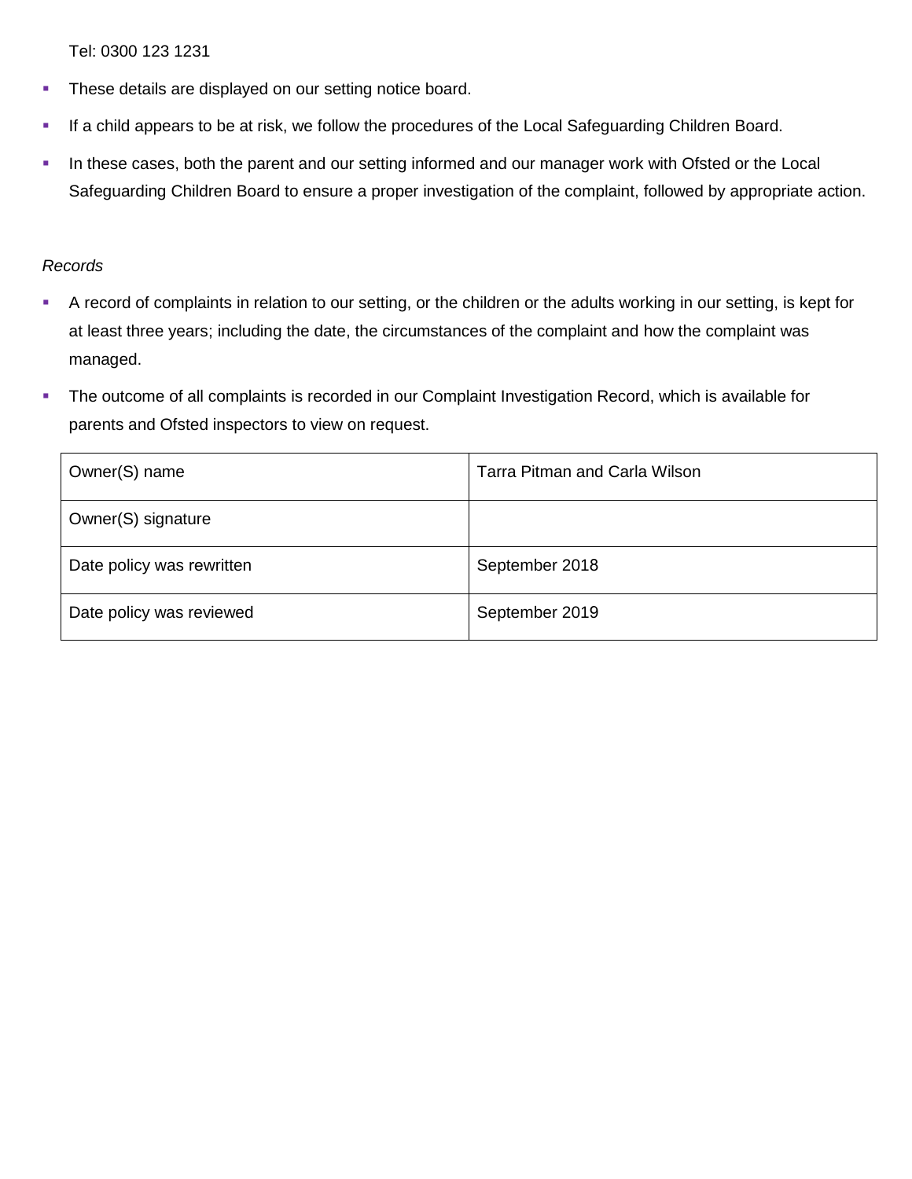Tel: 0300 123 1231

- These details are displayed on our setting notice board.
- If a child appears to be at risk, we follow the procedures of the Local Safeguarding Children Board.
- In these cases, both the parent and our setting informed and our manager work with Ofsted or the Local Safeguarding Children Board to ensure a proper investigation of the complaint, followed by appropriate action.

*Records*

- A record of complaints in relation to our setting, or the children or the adults working in our setting, is kept for at least three years; including the date, the circumstances of the complaint and how the complaint was managed.
- The outcome of all complaints is recorded in our Complaint Investigation Record, which is available for parents and Ofsted inspectors to view on request.

| | |
|---|---|
| Owner(S) name | Tarra Pitman and Carla Wilson |
| Owner(S) signature | |
| Date policy was rewritten | September 2018 |
| Date policy was reviewed | September 2019 |